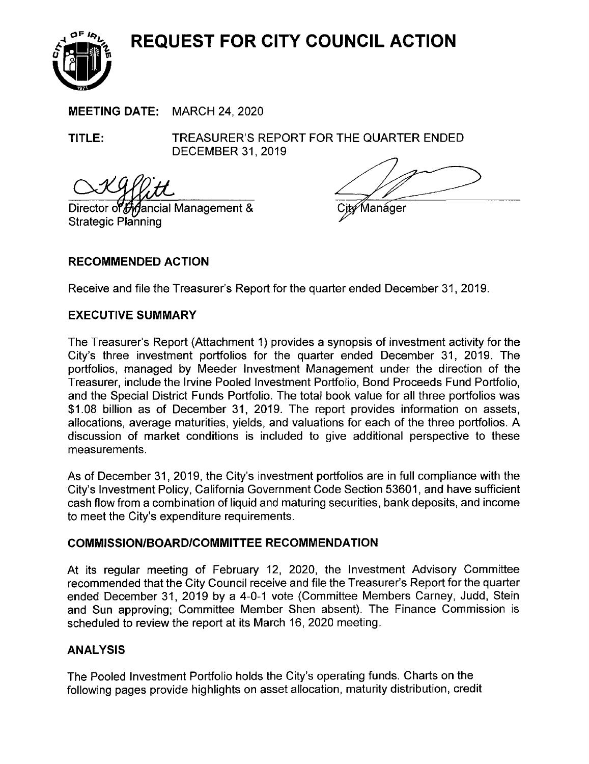# REQUEST FOR CITY COUNCIL ACTION

**MEETING DATE:** MARCH 24, 2020

**TITLE:** TREASURER'S REPORT FOR THE QUARTER ENDED DECEMBER 31, 2019

Director of Financial Management & Strategic Planning

City Manager

## RECOMMENDED ACTION

Receive and file the Treasurer's Report for the quarter ended December 31, 2019.

## EXECUTIVE SUMMARY

The Treasurer's Report (Attachment 1) provides a synopsis of investment activity for the City's three investment portfolios for the quarter ended December 31, 2019. The portfolios, managed by Meeder Investment Management under the direction of the Treasurer, include the Irvine Pooled Investment Portfolio, Bond Proceeds Fund Portfolio, and the Special District Funds Portfolio. The total book value for all three portfolios was $1.08 billion as of December 31, 2019. The report provides information on assets, allocations, average maturities, yields, and valuations for each of the three portfolios. A discussion of market conditions is included to give additional perspective to these measurements.

As of December 31, 2019, the City's investment portfolios are in full compliance with the City's Investment Policy, California Government Code Section 53601, and have sufficient cash flow from a combination of liquid and maturing securities, bank deposits, and income to meet the City's expenditure requirements.

## COMMISSION/BOARD/COMMITTEE RECOMMENDATION

At its regular meeting of February 12, 2020, the Investment Advisory Committee recommended that the City Council receive and file the Treasurer's Report for the quarter ended December 31, 2019 by a 4-0-1 vote (Committee Members Carney, Judd, Stein and Sun approving; Committee Member Shen absent). The Finance Commission is scheduled to review the report at its March 16, 2020 meeting.

## ANALYSIS

The Pooled Investment Portfolio holds the City's operating funds. Charts on the following pages provide highlights on asset allocation, maturity distribution, credit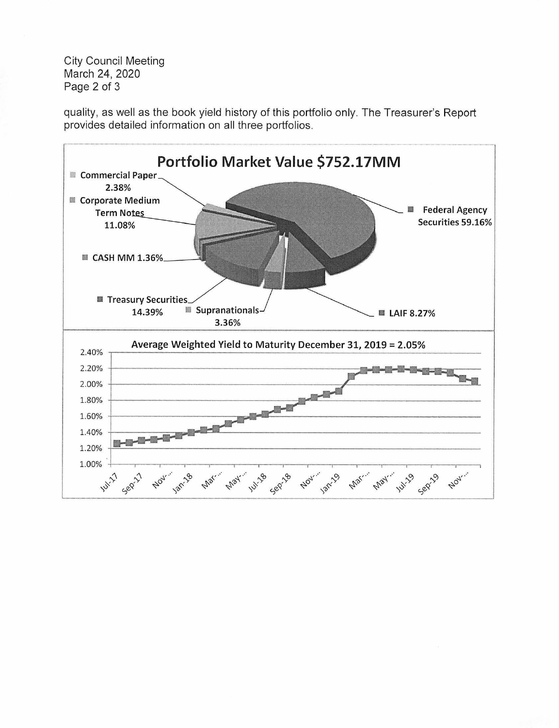quality, as well as the book yield history of this portfolio only. The Treasurer's Report provides detailed information on all three portfolios.

**Portfolio Market Value $752.17MM**

- Commercial Paper 2.38%
- Corporate Medium Term Notes 11.08%
- CASH MM 1.36%
- Treasury Securities 14.39%
- Supranationals 3.36%
- LAIF 8.27%
- Federal Agency Securities 59.16%

**Average Weighted Yield to Maturity December 31, 2019 = 2.05%**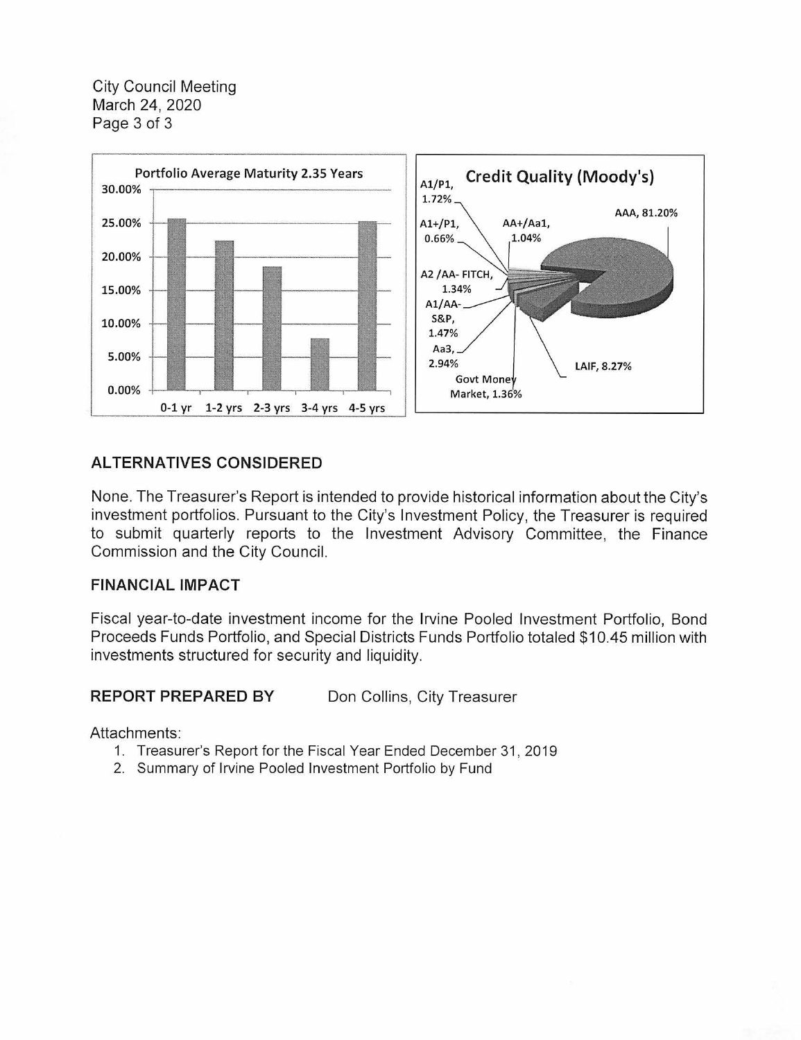Portfolio Average Maturity 2.35 Years

Credit Quality (Moody's)

## ALTERNATIVES CONSIDERED

None. The Treasurer's Report is intended to provide historical information about the City's investment portfolios. Pursuant to the City's Investment Policy, the Treasurer is required to submit quarterly reports to the Investment Advisory Committee, the Finance Commission and the City Council.

## FINANCIAL IMPACT

Fiscal year-to-date investment income for the Irvine Pooled Investment Portfolio, Bond Proceeds Funds Portfolio, and Special Districts Funds Portfolio totaled $10.45 million with investments structured for security and liquidity.

**REPORT PREPARED BY** Don Collins, City Treasurer

Attachments:

1. Treasurer's Report for the Fiscal Year Ended December 31, 2019
2. Summary of Irvine Pooled Investment Portfolio by Fund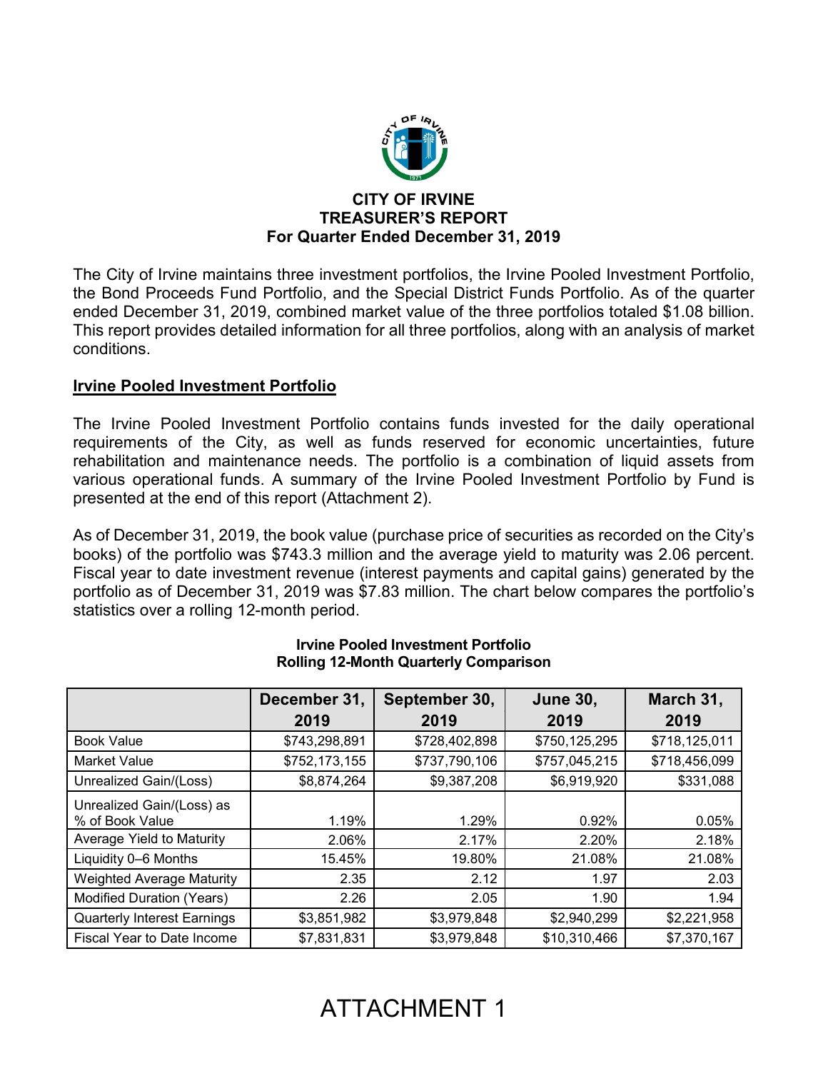# CITY OF IRVINE
## TREASURER'S REPORT
### For Quarter Ended December 31, 2019

The City of Irvine maintains three investment portfolios, the Irvine Pooled Investment Portfolio, the Bond Proceeds Fund Portfolio, and the Special District Funds Portfolio. As of the quarter ended December 31, 2019, combined market value of the three portfolios totaled $1.08 billion. This report provides detailed information for all three portfolios, along with an analysis of market conditions.

## Irvine Pooled Investment Portfolio

The Irvine Pooled Investment Portfolio contains funds invested for the daily operational requirements of the City, as well as funds reserved for economic uncertainties, future rehabilitation and maintenance needs. The portfolio is a combination of liquid assets from various operational funds. A summary of the Irvine Pooled Investment Portfolio by Fund is presented at the end of this report (Attachment 2).

As of December 31, 2019, the book value (purchase price of securities as recorded on the City's books) of the portfolio was $743.3 million and the average yield to maturity was 2.06 percent. Fiscal year to date investment revenue (interest payments and capital gains) generated by the portfolio as of December 31, 2019 was $7.83 million. The chart below compares the portfolio's statistics over a rolling 12-month period.

**Irvine Pooled Investment Portfolio**
**Rolling 12-Month Quarterly Comparison**

| | December 31, 2019 | September 30, 2019 | June 30, 2019 | March 31, 2019 |
|---|---|---|---|---|
| Book Value | $743,298,891 | $728,402,898 | $750,125,295 | $718,125,011 |
| Market Value | $752,173,155 | $737,790,106 | $757,045,215 | $718,456,099 |
| Unrealized Gain/(Loss) | $8,874,264 | $9,387,208 | $6,919,920 | $331,088 |
| Unrealized Gain/(Loss) as % of Book Value | 1.19% | 1.29% | 0.92% | 0.05% |
| Average Yield to Maturity | 2.06% | 2.17% | 2.20% | 2.18% |
| Liquidity 0–6 Months | 15.45% | 19.80% | 21.08% | 21.08% |
| Weighted Average Maturity | 2.35 | 2.12 | 1.97 | 2.03 |
| Modified Duration (Years) | 2.26 | 2.05 | 1.90 | 1.94 |
| Quarterly Interest Earnings | $3,851,982 | $3,979,848 | $2,940,299 | $2,221,958 |
| Fiscal Year to Date Income | $7,831,831 | $3,979,848 | $10,310,466 | $7,370,167 |

ATTACHMENT 1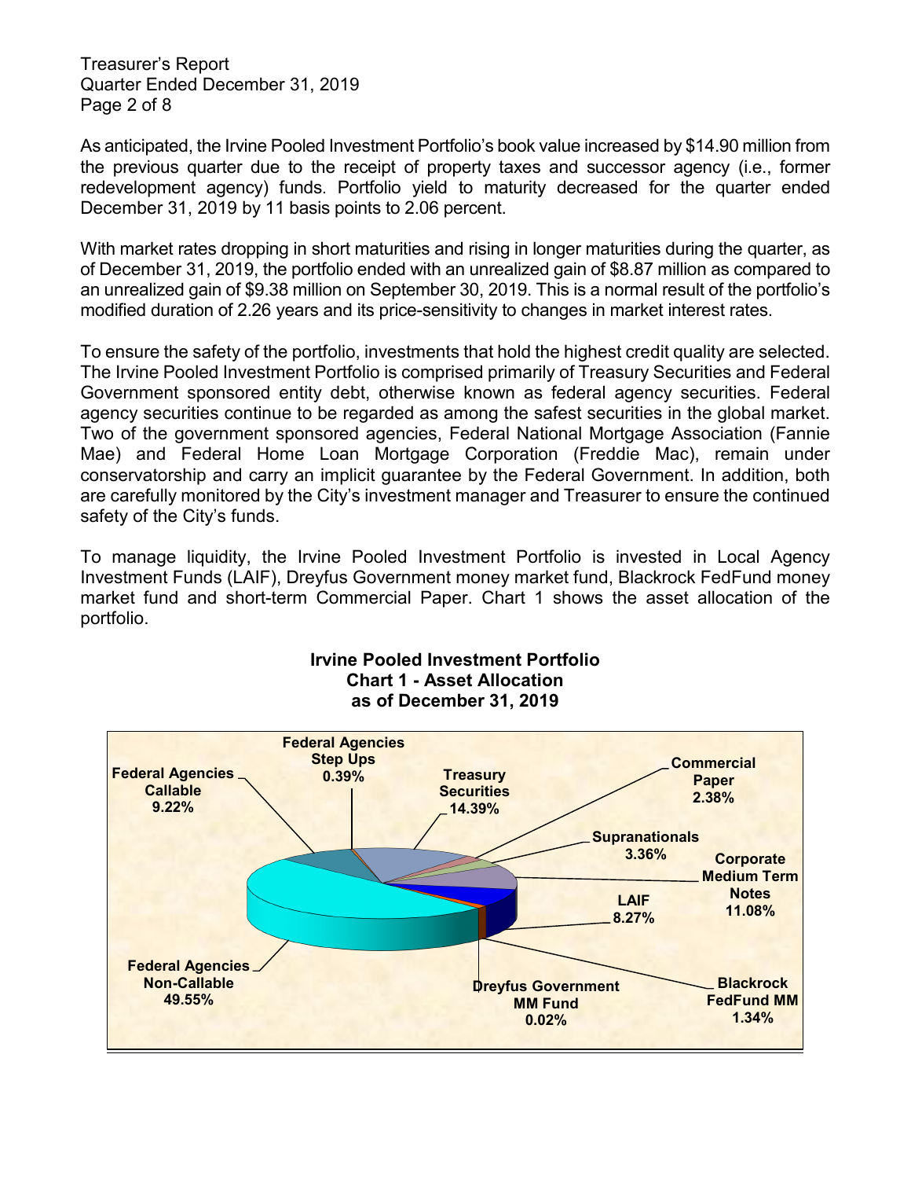As anticipated, the Irvine Pooled Investment Portfolio's book value increased by $14.90 million from the previous quarter due to the receipt of property taxes and successor agency (i.e., former redevelopment agency) funds. Portfolio yield to maturity decreased for the quarter ended December 31, 2019 by 11 basis points to 2.06 percent.

With market rates dropping in short maturities and rising in longer maturities during the quarter, as of December 31, 2019, the portfolio ended with an unrealized gain of $8.87 million as compared to an unrealized gain of $9.38 million on September 30, 2019. This is a normal result of the portfolio's modified duration of 2.26 years and its price-sensitivity to changes in market interest rates.

To ensure the safety of the portfolio, investments that hold the highest credit quality are selected. The Irvine Pooled Investment Portfolio is comprised primarily of Treasury Securities and Federal Government sponsored entity debt, otherwise known as federal agency securities. Federal agency securities continue to be regarded as among the safest securities in the global market. Two of the government sponsored agencies, Federal National Mortgage Association (Fannie Mae) and Federal Home Loan Mortgage Corporation (Freddie Mac), remain under conservatorship and carry an implicit guarantee by the Federal Government. In addition, both are carefully monitored by the City's investment manager and Treasurer to ensure the continued safety of the City's funds.

To manage liquidity, the Irvine Pooled Investment Portfolio is invested in Local Agency Investment Funds (LAIF), Dreyfus Government money market fund, Blackrock FedFund money market fund and short-term Commercial Paper. Chart 1 shows the asset allocation of the portfolio.

**Irvine Pooled Investment Portfolio**
**Chart 1 - Asset Allocation**
**as of December 31, 2019**

| Asset Class | Allocation |
|---|---|
| Federal Agencies Non-Callable | 49.55% |
| Federal Agencies Callable | 9.22% |
| Federal Agencies Step Ups | 0.39% |
| Treasury Securities | 14.39% |
| Commercial Paper | 2.38% |
| Supranationals | 3.36% |
| Corporate Medium Term Notes | 11.08% |
| LAIF | 8.27% |
| Blackrock FedFund MM | 1.34% |
| Dreyfus Government MM Fund | 0.02% |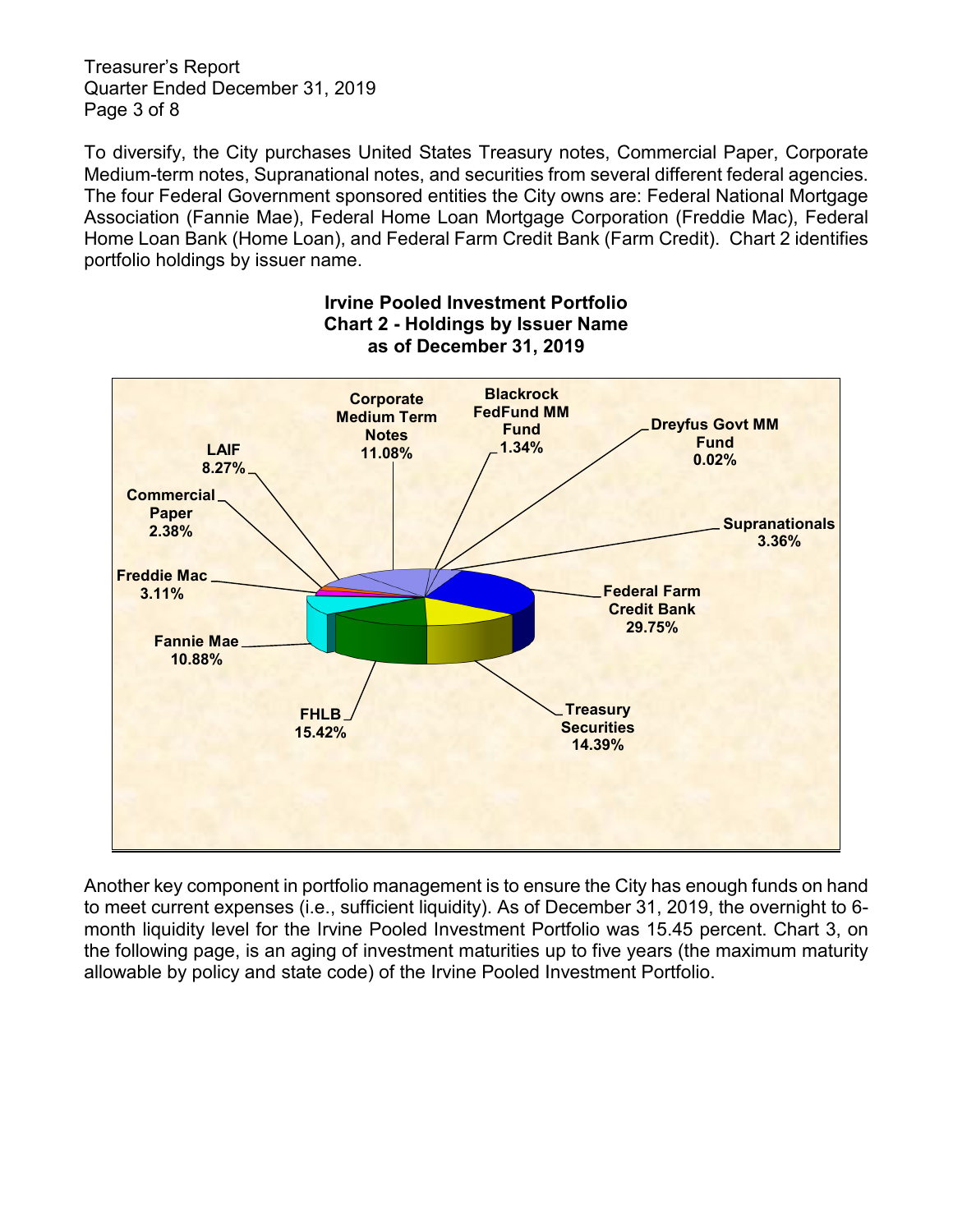To diversify, the City purchases United States Treasury notes, Commercial Paper, Corporate Medium-term notes, Supranational notes, and securities from several different federal agencies. The four Federal Government sponsored entities the City owns are: Federal National Mortgage Association (Fannie Mae), Federal Home Loan Mortgage Corporation (Freddie Mac), Federal Home Loan Bank (Home Loan), and Federal Farm Credit Bank (Farm Credit). Chart 2 identifies portfolio holdings by issuer name.

**Irvine Pooled Investment Portfolio**
**Chart 2 - Holdings by Issuer Name**
**as of December 31, 2019**

| Issuer | Percentage |
|---|---|
| Corporate Medium Term Notes | 11.08% |
| Blackrock FedFund MM Fund | 1.34% |
| Dreyfus Govt MM Fund | 0.02% |
| Supranationals | 3.36% |
| Federal Farm Credit Bank | 29.75% |
| Treasury Securities | 14.39% |
| FHLB | 15.42% |
| Fannie Mae | 10.88% |
| Freddie Mac | 3.11% |
| Commercial Paper | 2.38% |
| LAIF | 8.27% |

Another key component in portfolio management is to ensure the City has enough funds on hand to meet current expenses (i.e., sufficient liquidity). As of December 31, 2019, the overnight to 6-month liquidity level for the Irvine Pooled Investment Portfolio was 15.45 percent. Chart 3, on the following page, is an aging of investment maturities up to five years (the maximum maturity allowable by policy and state code) of the Irvine Pooled Investment Portfolio.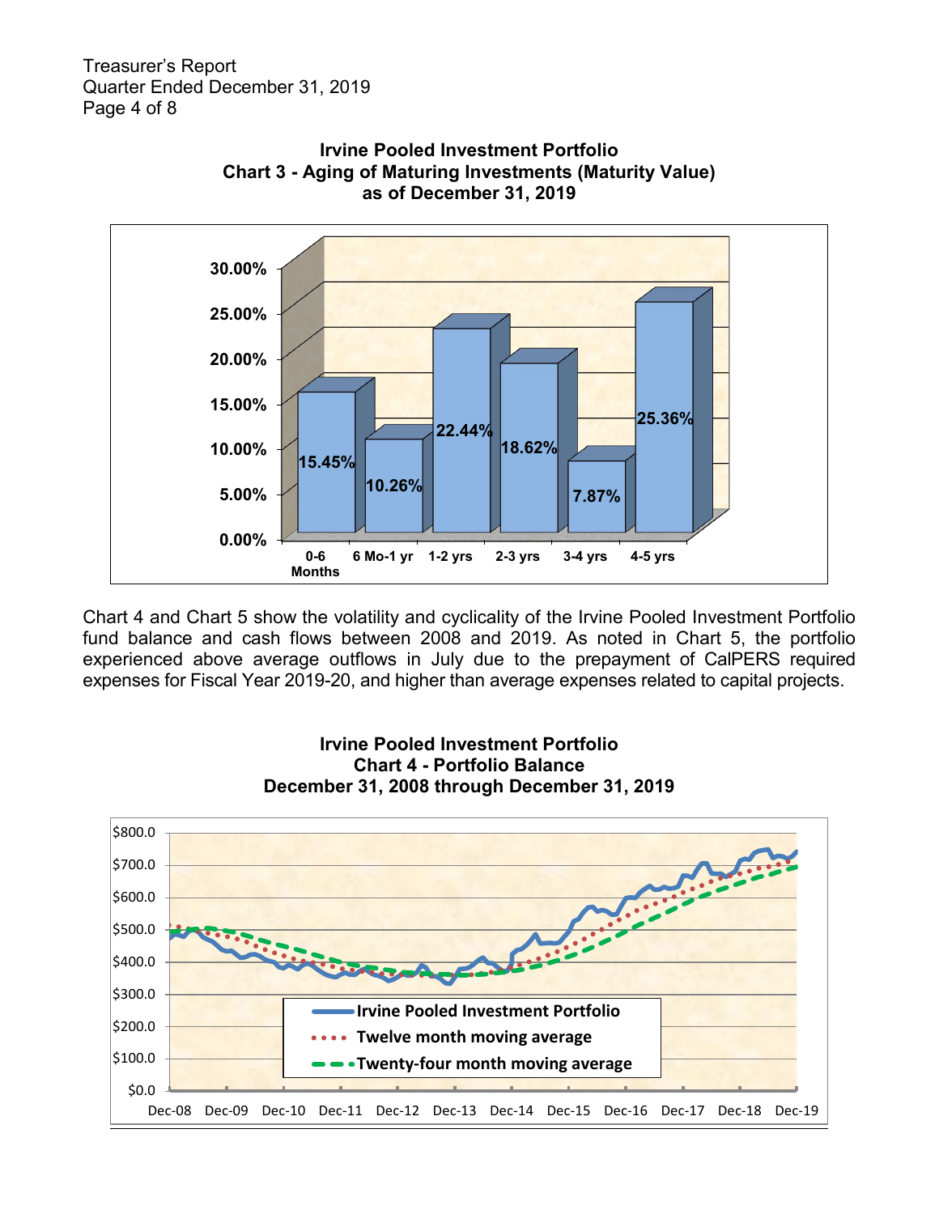**Irvine Pooled Investment Portfolio**
**Chart 3 - Aging of Maturing Investments (Maturity Value)**
**as of December 31, 2019**

| Maturity | Percentage |
|---|---|
| 0-6 Months | 15.45% |
| 6 Mo-1 yr | 10.26% |
| 1-2 yrs | 22.44% |
| 2-3 yrs | 18.62% |
| 3-4 yrs | 7.87% |
| 4-5 yrs | 25.36% |

Chart 4 and Chart 5 show the volatility and cyclicality of the Irvine Pooled Investment Portfolio fund balance and cash flows between 2008 and 2019. As noted in Chart 5, the portfolio experienced above average outflows in July due to the prepayment of CalPERS required expenses for Fiscal Year 2019-20, and higher than average expenses related to capital projects.

**Irvine Pooled Investment Portfolio**
**Chart 4 - Portfolio Balance**
**December 31, 2008 through December 31, 2019**

Legend: Irvine Pooled Investment Portfolio; Twelve month moving average; Twenty-four month moving average

Y-axis: $0.0, $100.0, $200.0, $300.0, $400.0, $500.0, $600.0, $700.0, $800.0

X-axis: Dec-08, Dec-09, Dec-10, Dec-11, Dec-12, Dec-13, Dec-14, Dec-15, Dec-16, Dec-17, Dec-18, Dec-19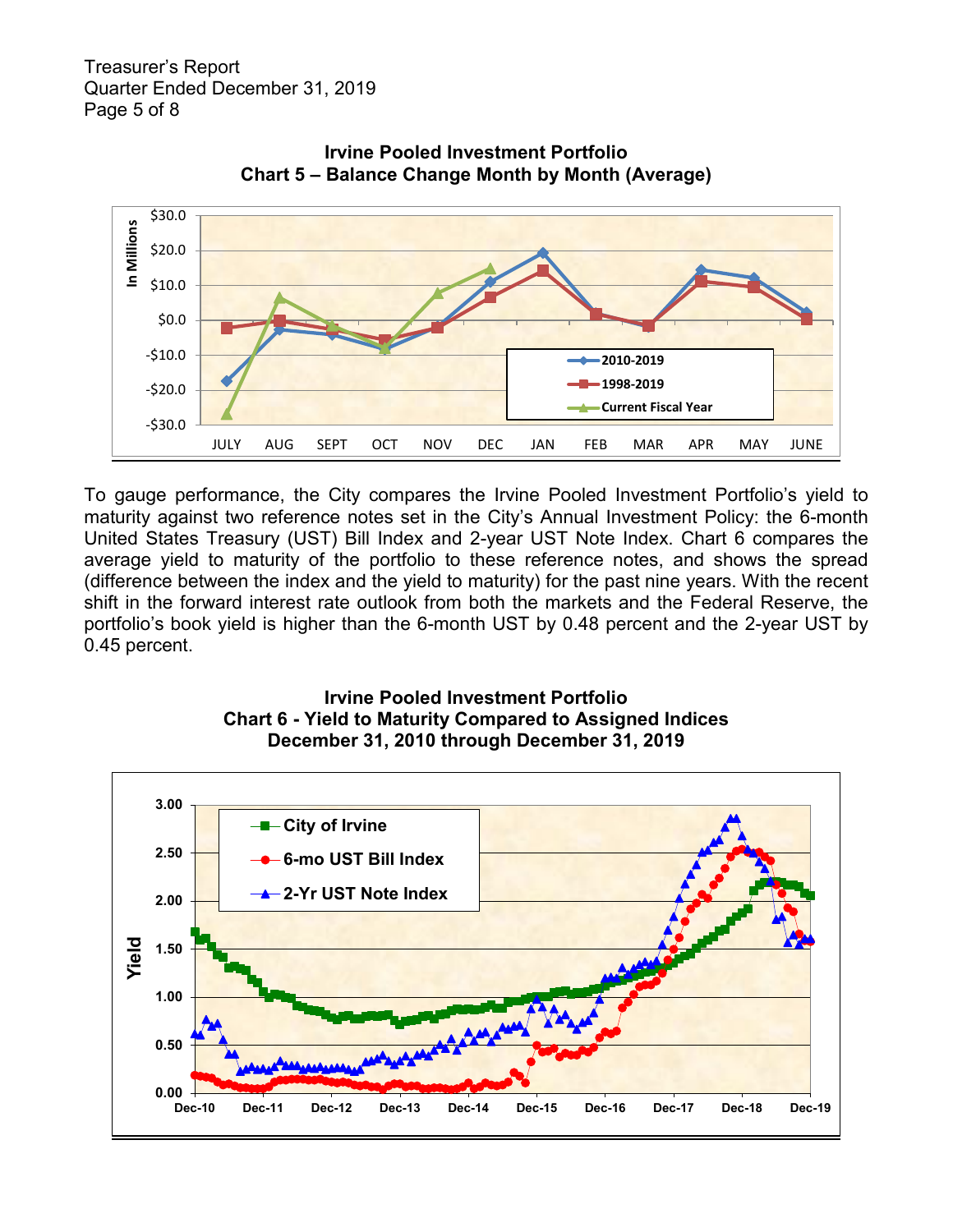## Irvine Pooled Investment Portfolio
## Chart 5 – Balance Change Month by Month (Average)

To gauge performance, the City compares the Irvine Pooled Investment Portfolio's yield to maturity against two reference notes set in the City's Annual Investment Policy: the 6-month United States Treasury (UST) Bill Index and 2-year UST Note Index. Chart 6 compares the average yield to maturity of the portfolio to these reference notes, and shows the spread (difference between the index and the yield to maturity) for the past nine years. With the recent shift in the forward interest rate outlook from both the markets and the Federal Reserve, the portfolio's book yield is higher than the 6-month UST by 0.48 percent and the 2-year UST by 0.45 percent.

## Irvine Pooled Investment Portfolio
## Chart 6 - Yield to Maturity Compared to Assigned Indices
## December 31, 2010 through December 31, 2019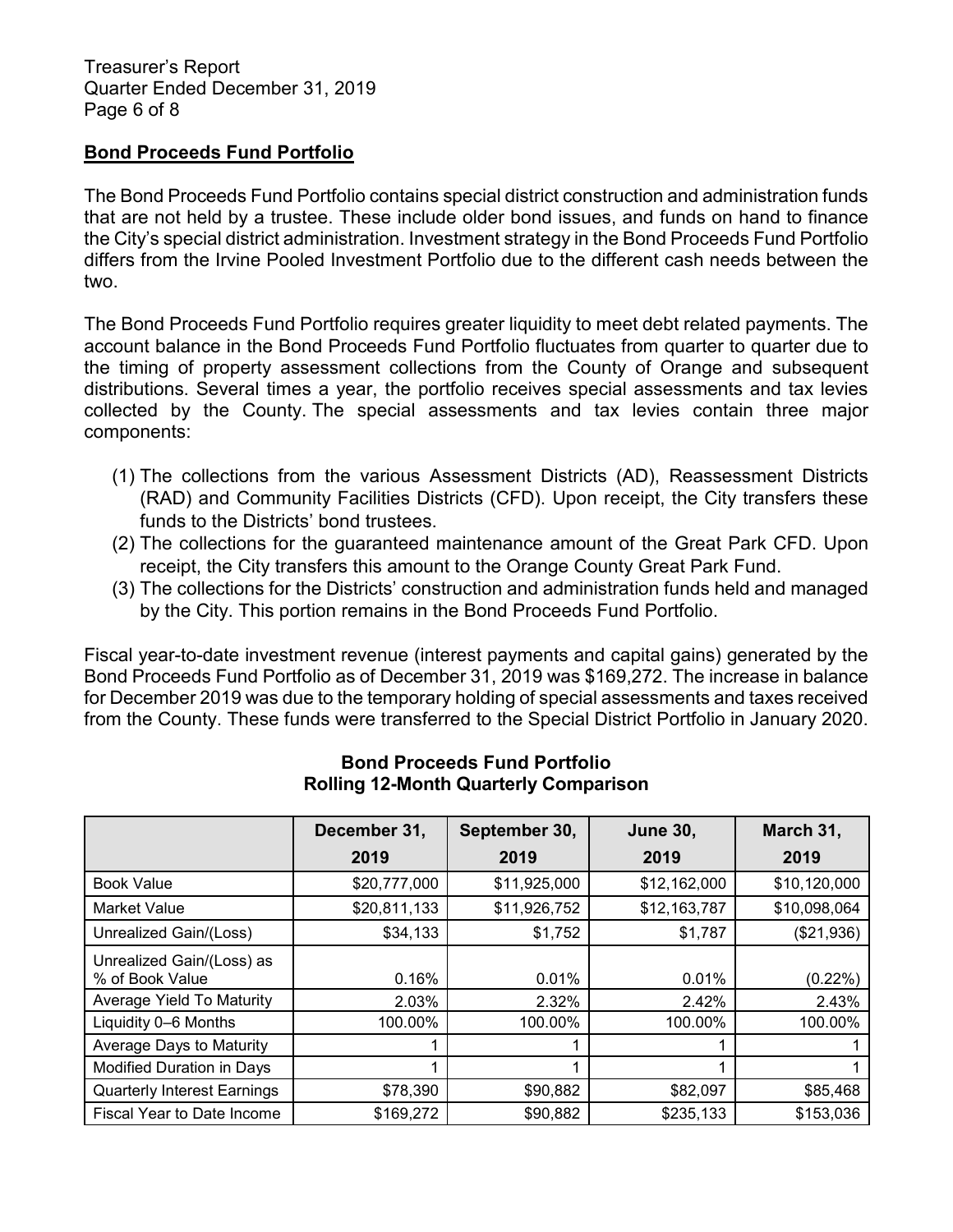## Bond Proceeds Fund Portfolio

The Bond Proceeds Fund Portfolio contains special district construction and administration funds that are not held by a trustee. These include older bond issues, and funds on hand to finance the City's special district administration. Investment strategy in the Bond Proceeds Fund Portfolio differs from the Irvine Pooled Investment Portfolio due to the different cash needs between the two.

The Bond Proceeds Fund Portfolio requires greater liquidity to meet debt related payments. The account balance in the Bond Proceeds Fund Portfolio fluctuates from quarter to quarter due to the timing of property assessment collections from the County of Orange and subsequent distributions. Several times a year, the portfolio receives special assessments and tax levies collected by the County. The special assessments and tax levies contain three major components:

(1) The collections from the various Assessment Districts (AD), Reassessment Districts (RAD) and Community Facilities Districts (CFD). Upon receipt, the City transfers these funds to the Districts' bond trustees.
(2) The collections for the guaranteed maintenance amount of the Great Park CFD. Upon receipt, the City transfers this amount to the Orange County Great Park Fund.
(3) The collections for the Districts' construction and administration funds held and managed by the City. This portion remains in the Bond Proceeds Fund Portfolio.

Fiscal year-to-date investment revenue (interest payments and capital gains) generated by the Bond Proceeds Fund Portfolio as of December 31, 2019 was $169,272. The increase in balance for December 2019 was due to the temporary holding of special assessments and taxes received from the County. These funds were transferred to the Special District Portfolio in January 2020.

**Bond Proceeds Fund Portfolio**
**Rolling 12-Month Quarterly Comparison**

| | December 31, 2019 | September 30, 2019 | June 30, 2019 | March 31, 2019 |
|---|---|---|---|---|
| Book Value | $20,777,000 | $11,925,000 | $12,162,000 | $10,120,000 |
| Market Value | $20,811,133 | $11,926,752 | $12,163,787 | $10,098,064 |
| Unrealized Gain/(Loss) | $34,133 | $1,752 | $1,787 | ($21,936) |
| Unrealized Gain/(Loss) as % of Book Value | 0.16% | 0.01% | 0.01% | (0.22%) |
| Average Yield To Maturity | 2.03% | 2.32% | 2.42% | 2.43% |
| Liquidity 0–6 Months | 100.00% | 100.00% | 100.00% | 100.00% |
| Average Days to Maturity | 1 | 1 | 1 | 1 |
| Modified Duration in Days | 1 | 1 | 1 | 1 |
| Quarterly Interest Earnings | $78,390 | $90,882 | $82,097 | $85,468 |
| Fiscal Year to Date Income | $169,272 | $90,882 | $235,133 | $153,036 |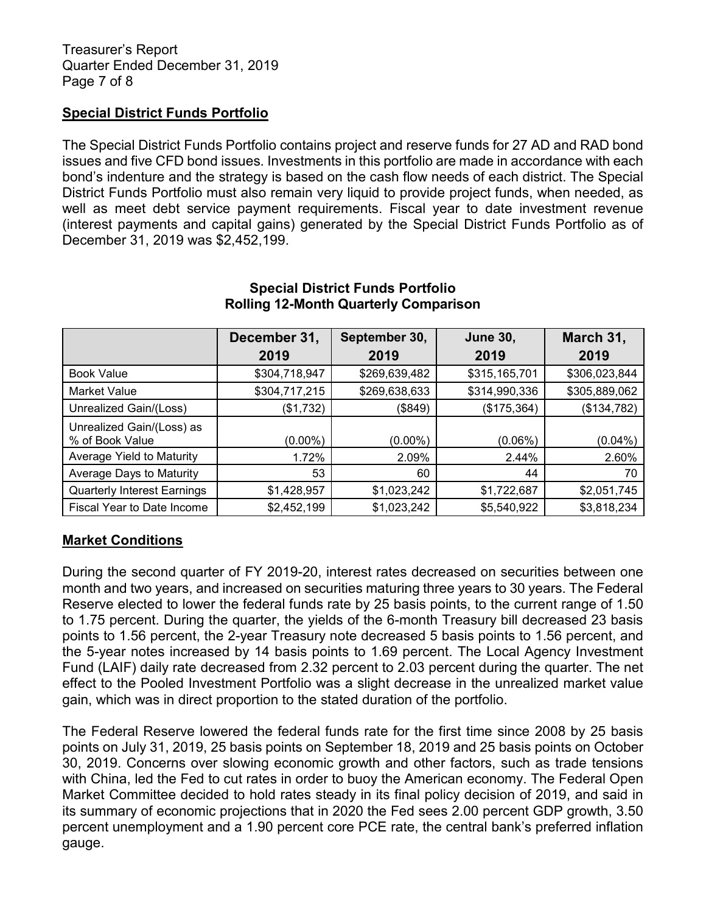## Special District Funds Portfolio

The Special District Funds Portfolio contains project and reserve funds for 27 AD and RAD bond issues and five CFD bond issues. Investments in this portfolio are made in accordance with each bond's indenture and the strategy is based on the cash flow needs of each district. The Special District Funds Portfolio must also remain very liquid to provide project funds, when needed, as well as meet debt service payment requirements. Fiscal year to date investment revenue (interest payments and capital gains) generated by the Special District Funds Portfolio as of December 31, 2019 was $2,452,199.

**Special District Funds Portfolio**
**Rolling 12-Month Quarterly Comparison**

| | December 31, 2019 | September 30, 2019 | June 30, 2019 | March 31, 2019 |
|---|---|---|---|---|
| Book Value | $304,718,947 | $269,639,482 | $315,165,701 | $306,023,844 |
| Market Value | $304,717,215 | $269,638,633 | $314,990,336 | $305,889,062 |
| Unrealized Gain/(Loss) | ($1,732) | ($849) | ($175,364) | ($134,782) |
| Unrealized Gain/(Loss) as % of Book Value | (0.00%) | (0.00%) | (0.06%) | (0.04%) |
| Average Yield to Maturity | 1.72% | 2.09% | 2.44% | 2.60% |
| Average Days to Maturity | 53 | 60 | 44 | 70 |
| Quarterly Interest Earnings | $1,428,957 | $1,023,242 | $1,722,687 | $2,051,745 |
| Fiscal Year to Date Income | $2,452,199 | $1,023,242 | $5,540,922 | $3,818,234 |

## Market Conditions

During the second quarter of FY 2019-20, interest rates decreased on securities between one month and two years, and increased on securities maturing three years to 30 years. The Federal Reserve elected to lower the federal funds rate by 25 basis points, to the current range of 1.50 to 1.75 percent. During the quarter, the yields of the 6-month Treasury bill decreased 23 basis points to 1.56 percent, the 2-year Treasury note decreased 5 basis points to 1.56 percent, and the 5-year notes increased by 14 basis points to 1.69 percent. The Local Agency Investment Fund (LAIF) daily rate decreased from 2.32 percent to 2.03 percent during the quarter. The net effect to the Pooled Investment Portfolio was a slight decrease in the unrealized market value gain, which was in direct proportion to the stated duration of the portfolio.

The Federal Reserve lowered the federal funds rate for the first time since 2008 by 25 basis points on July 31, 2019, 25 basis points on September 18, 2019 and 25 basis points on October 30, 2019. Concerns over slowing economic growth and other factors, such as trade tensions with China, led the Fed to cut rates in order to buoy the American economy. The Federal Open Market Committee decided to hold rates steady in its final policy decision of 2019, and said in its summary of economic projections that in 2020 the Fed sees 2.00 percent GDP growth, 3.50 percent unemployment and a 1.90 percent core PCE rate, the central bank's preferred inflation gauge.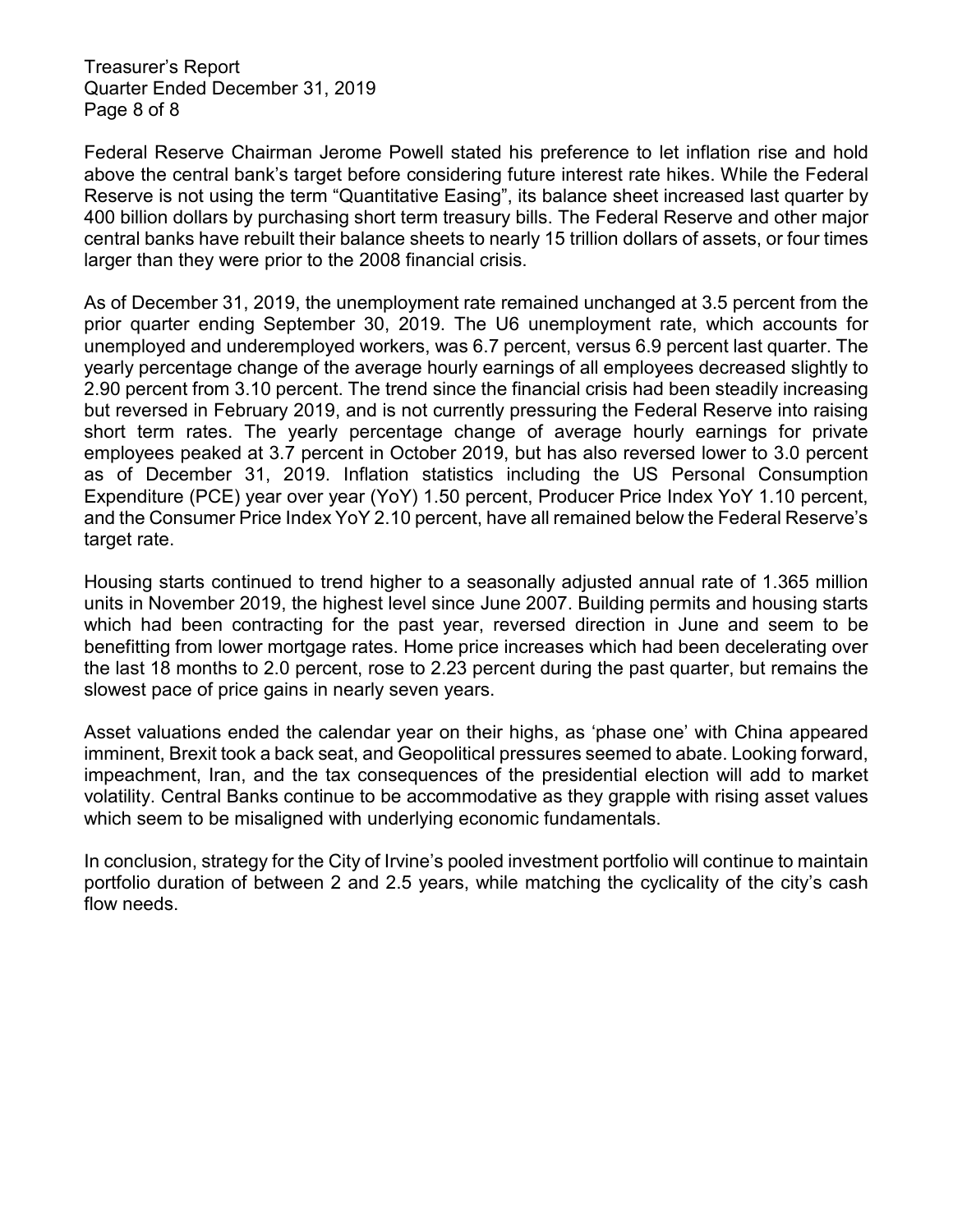Federal Reserve Chairman Jerome Powell stated his preference to let inflation rise and hold above the central bank's target before considering future interest rate hikes. While the Federal Reserve is not using the term "Quantitative Easing", its balance sheet increased last quarter by 400 billion dollars by purchasing short term treasury bills. The Federal Reserve and other major central banks have rebuilt their balance sheets to nearly 15 trillion dollars of assets, or four times larger than they were prior to the 2008 financial crisis.

As of December 31, 2019, the unemployment rate remained unchanged at 3.5 percent from the prior quarter ending September 30, 2019. The U6 unemployment rate, which accounts for unemployed and underemployed workers, was 6.7 percent, versus 6.9 percent last quarter. The yearly percentage change of the average hourly earnings of all employees decreased slightly to 2.90 percent from 3.10 percent. The trend since the financial crisis had been steadily increasing but reversed in February 2019, and is not currently pressuring the Federal Reserve into raising short term rates. The yearly percentage change of average hourly earnings for private employees peaked at 3.7 percent in October 2019, but has also reversed lower to 3.0 percent as of December 31, 2019. Inflation statistics including the US Personal Consumption Expenditure (PCE) year over year (YoY) 1.50 percent, Producer Price Index YoY 1.10 percent, and the Consumer Price Index YoY 2.10 percent, have all remained below the Federal Reserve's target rate.

Housing starts continued to trend higher to a seasonally adjusted annual rate of 1.365 million units in November 2019, the highest level since June 2007. Building permits and housing starts which had been contracting for the past year, reversed direction in June and seem to be benefitting from lower mortgage rates. Home price increases which had been decelerating over the last 18 months to 2.0 percent, rose to 2.23 percent during the past quarter, but remains the slowest pace of price gains in nearly seven years.

Asset valuations ended the calendar year on their highs, as 'phase one' with China appeared imminent, Brexit took a back seat, and Geopolitical pressures seemed to abate. Looking forward, impeachment, Iran, and the tax consequences of the presidential election will add to market volatility. Central Banks continue to be accommodative as they grapple with rising asset values which seem to be misaligned with underlying economic fundamentals.

In conclusion, strategy for the City of Irvine's pooled investment portfolio will continue to maintain portfolio duration of between 2 and 2.5 years, while matching the cyclicality of the city's cash flow needs.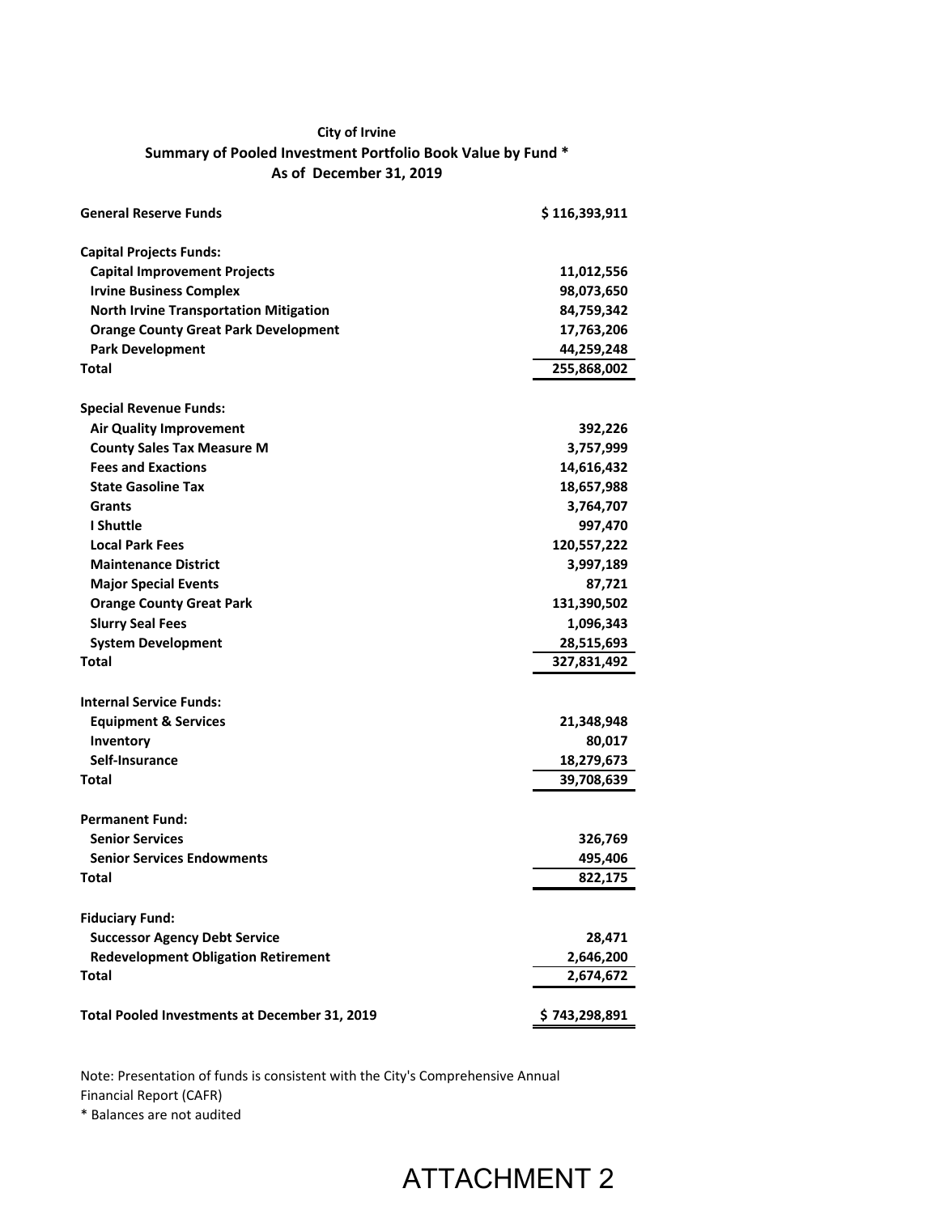**City of Irvine**

**Summary of Pooled Investment Portfolio Book Value by Fund \***

**As of December 31, 2019**

| | |
|---|---|
| **General Reserve Funds** | **$ 116,393,911** |
| | |
| **Capital Projects Funds:** | |
| **Capital Improvement Projects** | **11,012,556** |
| **Irvine Business Complex** | **98,073,650** |
| **North Irvine Transportation Mitigation** | **84,759,342** |
| **Orange County Great Park Development** | **17,763,206** |
| **Park Development** | **44,259,248** |
| **Total** | **255,868,002** |
| | |
| **Special Revenue Funds:** | |
| **Air Quality Improvement** | **392,226** |
| **County Sales Tax Measure M** | **3,757,999** |
| **Fees and Exactions** | **14,616,432** |
| **State Gasoline Tax** | **18,657,988** |
| **Grants** | **3,764,707** |
| **I Shuttle** | **997,470** |
| **Local Park Fees** | **120,557,222** |
| **Maintenance District** | **3,997,189** |
| **Major Special Events** | **87,721** |
| **Orange County Great Park** | **131,390,502** |
| **Slurry Seal Fees** | **1,096,343** |
| **System Development** | **28,515,693** |
| **Total** | **327,831,492** |
| | |
| **Internal Service Funds:** | |
| **Equipment & Services** | **21,348,948** |
| **Inventory** | **80,017** |
| **Self-Insurance** | **18,279,673** |
| **Total** | **39,708,639** |
| | |
| **Permanent Fund:** | |
| **Senior Services** | **326,769** |
| **Senior Services Endowments** | **495,406** |
| **Total** | **822,175** |
| | |
| **Fiduciary Fund:** | |
| **Successor Agency Debt Service** | **28,471** |
| **Redevelopment Obligation Retirement** | **2,646,200** |
| **Total** | **2,674,672** |
| | |
| **Total Pooled Investments at December 31, 2019** | **$ 743,298,891** |

Note: Presentation of funds is consistent with the City's Comprehensive Annual Financial Report (CAFR)

\* Balances are not audited

ATTACHMENT 2